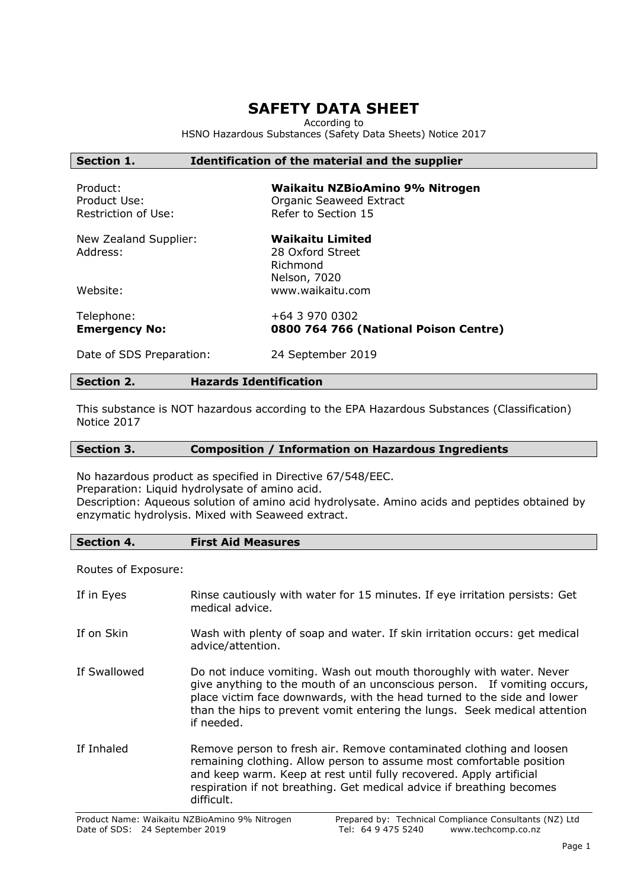# SAFETY DATA SHEET

According to
HSNO Hazardous Substances (Safety Data Sheets) Notice 2017

## Section 1. Identification of the material and the supplier

| | |
|---|---|
| Product: | **Waikaitu NZBioAmino 9% Nitrogen** |
| Product Use: | Organic Seaweed Extract |
| Restriction of Use: | Refer to Section 15 |
| New Zealand Supplier: | **Waikaitu Limited** |
| Address: | 28 Oxford Street<br>Richmond<br>Nelson, 7020 |
| Website: | www.waikaitu.com |
| Telephone: | +64 3 970 0302 |
| **Emergency No:** | **0800 764 766 (National Poison Centre)** |
| Date of SDS Preparation: | 24 September 2019 |

## Section 2. Hazards Identification

This substance is NOT hazardous according to the EPA Hazardous Substances (Classification) Notice 2017

## Section 3. Composition / Information on Hazardous Ingredients

No hazardous product as specified in Directive 67/548/EEC.
Preparation: Liquid hydrolysate of amino acid.
Description: Aqueous solution of amino acid hydrolysate. Amino acids and peptides obtained by enzymatic hydrolysis. Mixed with Seaweed extract.

## Section 4. First Aid Measures

Routes of Exposure:

| | |
|---|---|
| If in Eyes | Rinse cautiously with water for 15 minutes. If eye irritation persists: Get medical advice. |
| If on Skin | Wash with plenty of soap and water. If skin irritation occurs: get medical advice/attention. |
| If Swallowed | Do not induce vomiting. Wash out mouth thoroughly with water. Never give anything to the mouth of an unconscious person. If vomiting occurs, place victim face downwards, with the head turned to the side and lower than the hips to prevent vomit entering the lungs. Seek medical attention if needed. |
| If Inhaled | Remove person to fresh air. Remove contaminated clothing and loosen remaining clothing. Allow person to assume most comfortable position and keep warm. Keep at rest until fully recovered. Apply artificial respiration if not breathing. Get medical advice if breathing becomes difficult. |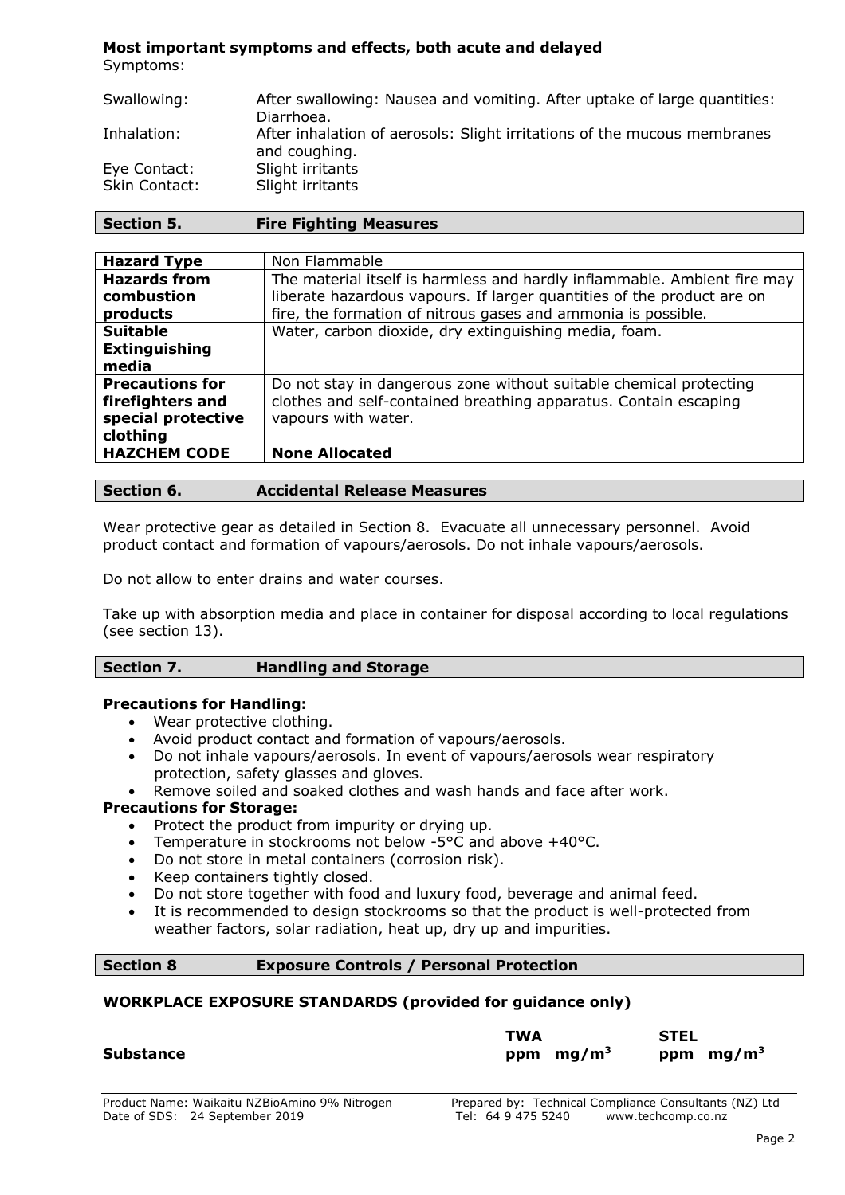**Most important symptoms and effects, both acute and delayed**

Symptoms:

| | |
|---|---|
| Swallowing: | After swallowing: Nausea and vomiting. After uptake of large quantities: Diarrhoea. |
| Inhalation: | After inhalation of aerosols: Slight irritations of the mucous membranes and coughing. |
| Eye Contact: | Slight irritants |
| Skin Contact: | Slight irritants |

## Section 5. Fire Fighting Measures

| | |
|---|---|
| **Hazard Type** | Non Flammable |
| **Hazards from combustion products** | The material itself is harmless and hardly inflammable. Ambient fire may liberate hazardous vapours. If larger quantities of the product are on fire, the formation of nitrous gases and ammonia is possible. |
| **Suitable Extinguishing media** | Water, carbon dioxide, dry extinguishing media, foam. |
| **Precautions for firefighters and special protective clothing** | Do not stay in dangerous zone without suitable chemical protecting clothes and self-contained breathing apparatus. Contain escaping vapours with water. |
| **HAZCHEM CODE** | **None Allocated** |

## Section 6. Accidental Release Measures

Wear protective gear as detailed in Section 8. Evacuate all unnecessary personnel. Avoid product contact and formation of vapours/aerosols. Do not inhale vapours/aerosols.

Do not allow to enter drains and water courses.

Take up with absorption media and place in container for disposal according to local regulations (see section 13).

## Section 7. Handling and Storage

**Precautions for Handling:**

- Wear protective clothing.
- Avoid product contact and formation of vapours/aerosols.
- Do not inhale vapours/aerosols. In event of vapours/aerosols wear respiratory protection, safety glasses and gloves.
- Remove soiled and soaked clothes and wash hands and face after work.

**Precautions for Storage:**

- Protect the product from impurity or drying up.
- Temperature in stockrooms not below -5°C and above +40°C.
- Do not store in metal containers (corrosion risk).
- Keep containers tightly closed.
- Do not store together with food and luxury food, beverage and animal feed.
- It is recommended to design stockrooms so that the product is well-protected from weather factors, solar radiation, heat up, dry up and impurities.

## Section 8 Exposure Controls / Personal Protection

### WORKPLACE EXPOSURE STANDARDS (provided for guidance only)

| Substance | TWA ppm | TWA $mg/m^3$ | STEL ppm | STEL $mg/m^3$ |
|---|---|---|---|---|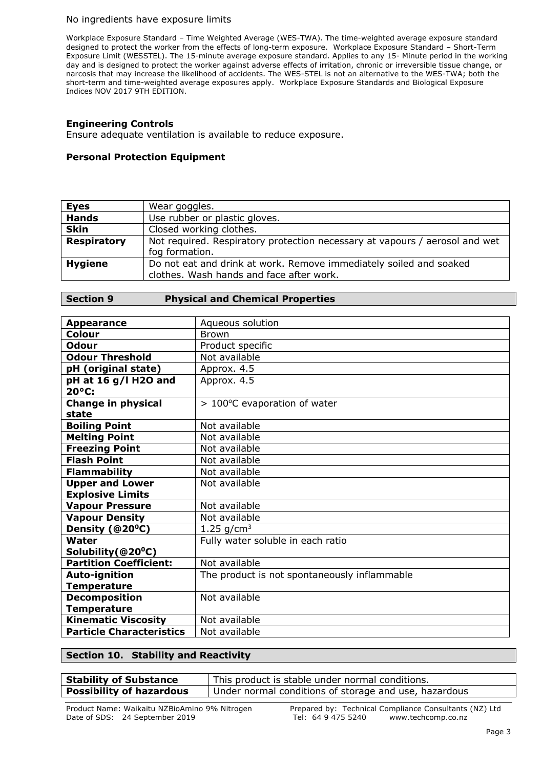No ingredients have exposure limits

Workplace Exposure Standard – Time Weighted Average (WES-TWA). The time-weighted average exposure standard designed to protect the worker from the effects of long-term exposure. Workplace Exposure Standard – Short-Term Exposure Limit (WESSTEL). The 15-minute average exposure standard. Applies to any 15- Minute period in the working day and is designed to protect the worker against adverse effects of irritation, chronic or irreversible tissue change, or narcosis that may increase the likelihood of accidents. The WES-STEL is not an alternative to the WES-TWA; both the short-term and time-weighted average exposures apply. Workplace Exposure Standards and Biological Exposure Indices NOV 2017 9TH EDITION.

**Engineering Controls**

Ensure adequate ventilation is available to reduce exposure.

**Personal Protection Equipment**

| | |
|---|---|
| **Eyes** | Wear goggles. |
| **Hands** | Use rubber or plastic gloves. |
| **Skin** | Closed working clothes. |
| **Respiratory** | Not required. Respiratory protection necessary at vapours / aerosol and wet fog formation. |
| **Hygiene** | Do not eat and drink at work. Remove immediately soiled and soaked clothes. Wash hands and face after work. |

## Section 9 Physical and Chemical Properties

| | |
|---|---|
| **Appearance** | Aqueous solution |
| **Colour** | Brown |
| **Odour** | Product specific |
| **Odour Threshold** | Not available |
| **pH (original state)** | Approx. 4.5 |
| **pH at 16 g/l H2O and 20°C:** | Approx. 4.5 |
| **Change in physical state** | > 100°C evaporation of water |
| **Boiling Point** | Not available |
| **Melting Point** | Not available |
| **Freezing Point** | Not available |
| **Flash Point** | Not available |
| **Flammability** | Not available |
| **Upper and Lower Explosive Limits** | Not available |
| **Vapour Pressure** | Not available |
| **Vapour Density** | Not available |
| **Density (@20°C)** | 1.25 g/cm$^3$ |
| **Water Solubility(@20°C)** | Fully water soluble in each ratio |
| **Partition Coefficient:** | Not available |
| **Auto-ignition Temperature** | The product is not spontaneously inflammable |
| **Decomposition Temperature** | Not available |
| **Kinematic Viscosity** | Not available |
| **Particle Characteristics** | Not available |

## Section 10. Stability and Reactivity

| | |
|---|---|
| **Stability of Substance** | This product is stable under normal conditions. |
| **Possibility of hazardous** | Under normal conditions of storage and use, hazardous |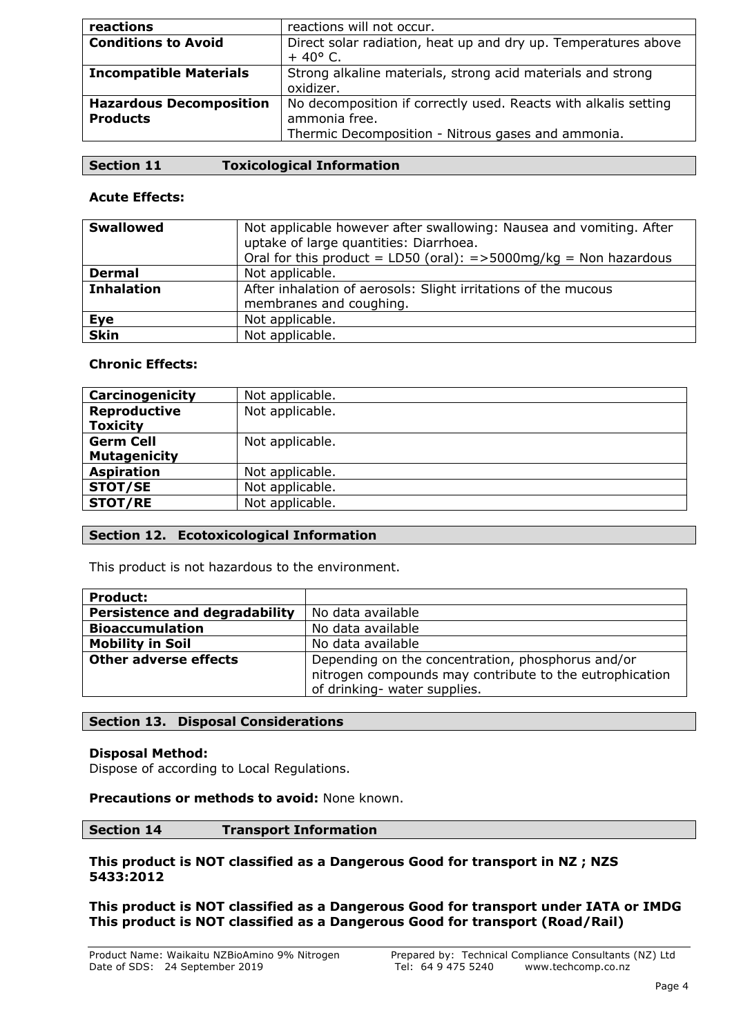| reactions | reactions will not occur. |
|---|---|
| **Conditions to Avoid** | Direct solar radiation, heat up and dry up. Temperatures above + 40° C. |
| **Incompatible Materials** | Strong alkaline materials, strong acid materials and strong oxidizer. |
| **Hazardous Decomposition Products** | No decomposition if correctly used. Reacts with alkalis setting ammonia free. Thermic Decomposition - Nitrous gases and ammonia. |

## Section 11 Toxicological Information

**Acute Effects:**

| **Swallowed** | Not applicable however after swallowing: Nausea and vomiting. After uptake of large quantities: Diarrhoea. Oral for this product = LD50 (oral): =>5000mg/kg = Non hazardous |
|---|---|
| **Dermal** | Not applicable. |
| **Inhalation** | After inhalation of aerosols: Slight irritations of the mucous membranes and coughing. |
| **Eye** | Not applicable. |
| **Skin** | Not applicable. |

**Chronic Effects:**

| **Carcinogenicity** | Not applicable. |
|---|---|
| **Reproductive Toxicity** | Not applicable. |
| **Germ Cell Mutagenicity** | Not applicable. |
| **Aspiration** | Not applicable. |
| **STOT/SE** | Not applicable. |
| **STOT/RE** | Not applicable. |

## Section 12. Ecotoxicological Information

This product is not hazardous to the environment.

| **Product:** | |
|---|---|
| **Persistence and degradability** | No data available |
| **Bioaccumulation** | No data available |
| **Mobility in Soil** | No data available |
| **Other adverse effects** | Depending on the concentration, phosphorus and/or nitrogen compounds may contribute to the eutrophication of drinking- water supplies. |

## Section 13. Disposal Considerations

**Disposal Method:**
Dispose of according to Local Regulations.

**Precautions or methods to avoid:** None known.

## Section 14 Transport Information

**This product is NOT classified as a Dangerous Good for transport in NZ ; NZS 5433:2012**

**This product is NOT classified as a Dangerous Good for transport under IATA or IMDG**
**This product is NOT classified as a Dangerous Good for transport (Road/Rail)**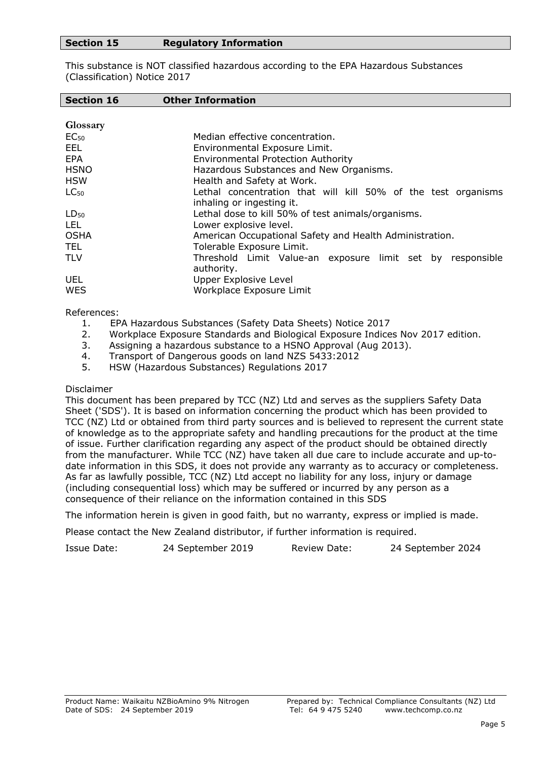## Section 15 Regulatory Information

This substance is NOT classified hazardous according to the EPA Hazardous Substances (Classification) Notice 2017

## Section 16 Other Information

**Glossary**

| | |
|---|---|
| $EC_{50}$ | Median effective concentration. |
| EEL | Environmental Exposure Limit. |
| EPA | Environmental Protection Authority |
| HSNO | Hazardous Substances and New Organisms. |
| HSW | Health and Safety at Work. |
| $LC_{50}$ | Lethal concentration that will kill 50% of the test organisms inhaling or ingesting it. |
| $LD_{50}$ | Lethal dose to kill 50% of test animals/organisms. |
| LEL | Lower explosive level. |
| OSHA | American Occupational Safety and Health Administration. |
| TEL | Tolerable Exposure Limit. |
| TLV | Threshold Limit Value-an exposure limit set by responsible authority. |
| UEL | Upper Explosive Level |
| WES | Workplace Exposure Limit |

References:

1. EPA Hazardous Substances (Safety Data Sheets) Notice 2017
2. Workplace Exposure Standards and Biological Exposure Indices Nov 2017 edition.
3. Assigning a hazardous substance to a HSNO Approval (Aug 2013).
4. Transport of Dangerous goods on land NZS 5433:2012
5. HSW (Hazardous Substances) Regulations 2017

Disclaimer

This document has been prepared by TCC (NZ) Ltd and serves as the suppliers Safety Data Sheet ('SDS'). It is based on information concerning the product which has been provided to TCC (NZ) Ltd or obtained from third party sources and is believed to represent the current state of knowledge as to the appropriate safety and handling precautions for the product at the time of issue. Further clarification regarding any aspect of the product should be obtained directly from the manufacturer. While TCC (NZ) have taken all due care to include accurate and up-to-date information in this SDS, it does not provide any warranty as to accuracy or completeness. As far as lawfully possible, TCC (NZ) Ltd accept no liability for any loss, injury or damage (including consequential loss) which may be suffered or incurred by any person as a consequence of their reliance on the information contained in this SDS

The information herein is given in good faith, but no warranty, express or implied is made.

Please contact the New Zealand distributor, if further information is required.

Issue Date: 24 September 2019 Review Date: 24 September 2024